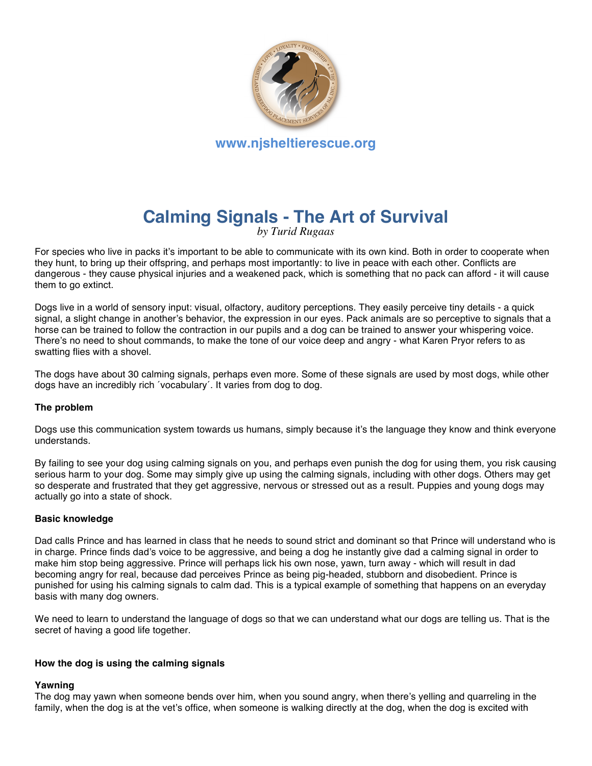www.njsheltierescue.org

# Calming Signals - The Art of Survival

*by Turid Rugaas*

For species who live in packs it's important to be able to communicate with its own kind. Both in order to cooperate when they hunt, to bring up their offspring, and perhaps most importantly: to live in peace with each other. Conflicts are dangerous - they cause physical injuries and a weakened pack, which is something that no pack can afford - it will cause them to go extinct.

Dogs live in a world of sensory input: visual, olfactory, auditory perceptions. They easily perceive tiny details - a quick signal, a slight change in another's behavior, the expression in our eyes. Pack animals are so perceptive to signals that a horse can be trained to follow the contraction in our pupils and a dog can be trained to answer your whispering voice. There's no need to shout commands, to make the tone of our voice deep and angry - what Karen Pryor refers to as swatting flies with a shovel.

The dogs have about 30 calming signals, perhaps even more. Some of these signals are used by most dogs, while other dogs have an incredibly rich ´vocabulary´. It varies from dog to dog.

**The problem**

Dogs use this communication system towards us humans, simply because it's the language they know and think everyone understands.

By failing to see your dog using calming signals on you, and perhaps even punish the dog for using them, you risk causing serious harm to your dog. Some may simply give up using the calming signals, including with other dogs. Others may get so desperate and frustrated that they get aggressive, nervous or stressed out as a result. Puppies and young dogs may actually go into a state of shock.

**Basic knowledge**

Dad calls Prince and has learned in class that he needs to sound strict and dominant so that Prince will understand who is in charge. Prince finds dad's voice to be aggressive, and being a dog he instantly give dad a calming signal in order to make him stop being aggressive. Prince will perhaps lick his own nose, yawn, turn away - which will result in dad becoming angry for real, because dad perceives Prince as being pig-headed, stubborn and disobedient. Prince is punished for using his calming signals to calm dad. This is a typical example of something that happens on an everyday basis with many dog owners.

We need to learn to understand the language of dogs so that we can understand what our dogs are telling us. That is the secret of having a good life together.

**How the dog is using the calming signals**

**Yawning**

The dog may yawn when someone bends over him, when you sound angry, when there's yelling and quarreling in the family, when the dog is at the vet's office, when someone is walking directly at the dog, when the dog is excited with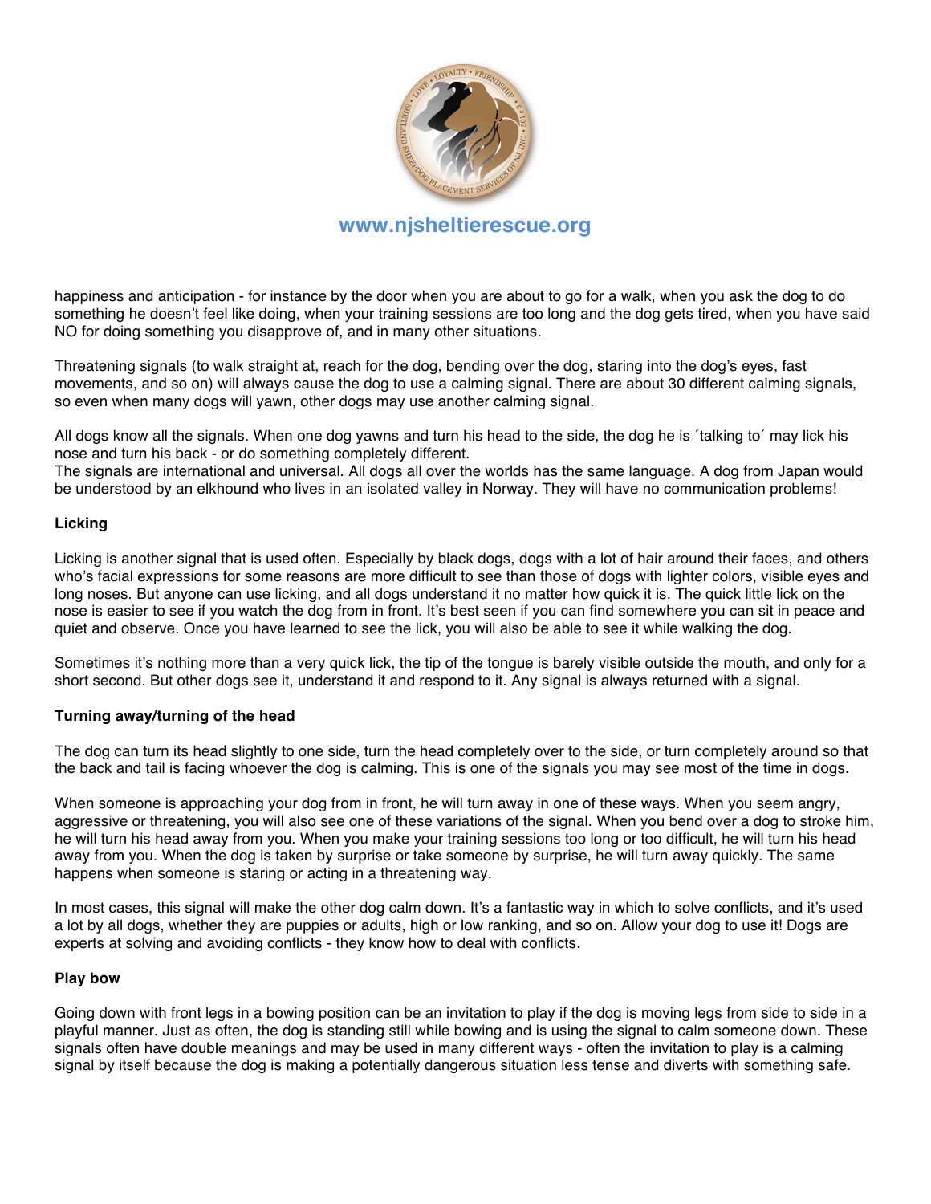happiness and anticipation - for instance by the door when you are about to go for a walk, when you ask the dog to do something he doesn't feel like doing, when your training sessions are too long and the dog gets tired, when you have said NO for doing something you disapprove of, and in many other situations.

Threatening signals (to walk straight at, reach for the dog, bending over the dog, staring into the dog's eyes, fast movements, and so on) will always cause the dog to use a calming signal. There are about 30 different calming signals, so even when many dogs will yawn, other dogs may use another calming signal.

All dogs know all the signals. When one dog yawns and turn his head to the side, the dog he is ´talking to´ may lick his nose and turn his back - or do something completely different.
The signals are international and universal. All dogs all over the worlds has the same language. A dog from Japan would be understood by an elkhound who lives in an isolated valley in Norway. They will have no communication problems!

**Licking**

Licking is another signal that is used often. Especially by black dogs, dogs with a lot of hair around their faces, and others who's facial expressions for some reasons are more difficult to see than those of dogs with lighter colors, visible eyes and long noses. But anyone can use licking, and all dogs understand it no matter how quick it is. The quick little lick on the nose is easier to see if you watch the dog from in front. It's best seen if you can find somewhere you can sit in peace and quiet and observe. Once you have learned to see the lick, you will also be able to see it while walking the dog.

Sometimes it's nothing more than a very quick lick, the tip of the tongue is barely visible outside the mouth, and only for a short second. But other dogs see it, understand it and respond to it. Any signal is always returned with a signal.

**Turning away/turning of the head**

The dog can turn its head slightly to one side, turn the head completely over to the side, or turn completely around so that the back and tail is facing whoever the dog is calming. This is one of the signals you may see most of the time in dogs.

When someone is approaching your dog from in front, he will turn away in one of these ways. When you seem angry, aggressive or threatening, you will also see one of these variations of the signal. When you bend over a dog to stroke him, he will turn his head away from you. When you make your training sessions too long or too difficult, he will turn his head away from you. When the dog is taken by surprise or take someone by surprise, he will turn away quickly. The same happens when someone is staring or acting in a threatening way.

In most cases, this signal will make the other dog calm down. It's a fantastic way in which to solve conflicts, and it's used a lot by all dogs, whether they are puppies or adults, high or low ranking, and so on. Allow your dog to use it! Dogs are experts at solving and avoiding conflicts - they know how to deal with conflicts.

**Play bow**

Going down with front legs in a bowing position can be an invitation to play if the dog is moving legs from side to side in a playful manner. Just as often, the dog is standing still while bowing and is using the signal to calm someone down. These signals often have double meanings and may be used in many different ways - often the invitation to play is a calming signal by itself because the dog is making a potentially dangerous situation less tense and diverts with something safe.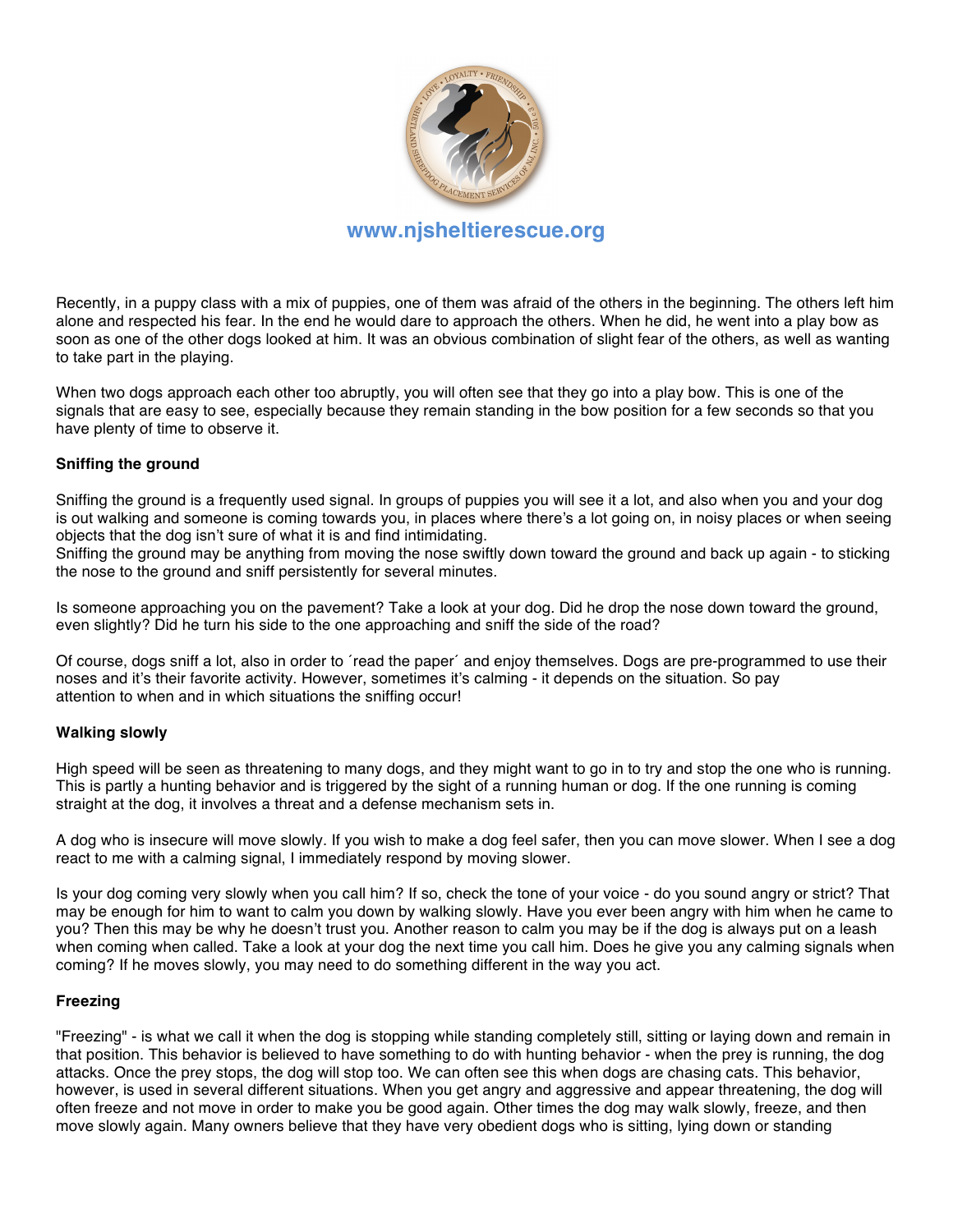Recently, in a puppy class with a mix of puppies, one of them was afraid of the others in the beginning. The others left him alone and respected his fear. In the end he would dare to approach the others. When he did, he went into a play bow as soon as one of the other dogs looked at him. It was an obvious combination of slight fear of the others, as well as wanting to take part in the playing.

When two dogs approach each other too abruptly, you will often see that they go into a play bow. This is one of the signals that are easy to see, especially because they remain standing in the bow position for a few seconds so that you have plenty of time to observe it.

**Sniffing the ground**

Sniffing the ground is a frequently used signal. In groups of puppies you will see it a lot, and also when you and your dog is out walking and someone is coming towards you, in places where there's a lot going on, in noisy places or when seeing objects that the dog isn't sure of what it is and find intimidating.
Sniffing the ground may be anything from moving the nose swiftly down toward the ground and back up again - to sticking the nose to the ground and sniff persistently for several minutes.

Is someone approaching you on the pavement? Take a look at your dog. Did he drop the nose down toward the ground, even slightly? Did he turn his side to the one approaching and sniff the side of the road?

Of course, dogs sniff a lot, also in order to ´read the paper´ and enjoy themselves. Dogs are pre-programmed to use their noses and it's their favorite activity. However, sometimes it's calming - it depends on the situation. So pay attention to when and in which situations the sniffing occur!

**Walking slowly**

High speed will be seen as threatening to many dogs, and they might want to go in to try and stop the one who is running. This is partly a hunting behavior and is triggered by the sight of a running human or dog. If the one running is coming straight at the dog, it involves a threat and a defense mechanism sets in.

A dog who is insecure will move slowly. If you wish to make a dog feel safer, then you can move slower. When I see a dog react to me with a calming signal, I immediately respond by moving slower.

Is your dog coming very slowly when you call him? If so, check the tone of your voice - do you sound angry or strict? That may be enough for him to want to calm you down by walking slowly. Have you ever been angry with him when he came to you? Then this may be why he doesn't trust you. Another reason to calm you may be if the dog is always put on a leash when coming when called. Take a look at your dog the next time you call him. Does he give you any calming signals when coming? If he moves slowly, you may need to do something different in the way you act.

**Freezing**

"Freezing" - is what we call it when the dog is stopping while standing completely still, sitting or laying down and remain in that position. This behavior is believed to have something to do with hunting behavior - when the prey is running, the dog attacks. Once the prey stops, the dog will stop too. We can often see this when dogs are chasing cats. This behavior, however, is used in several different situations. When you get angry and aggressive and appear threatening, the dog will often freeze and not move in order to make you be good again. Other times the dog may walk slowly, freeze, and then move slowly again. Many owners believe that they have very obedient dogs who is sitting, lying down or standing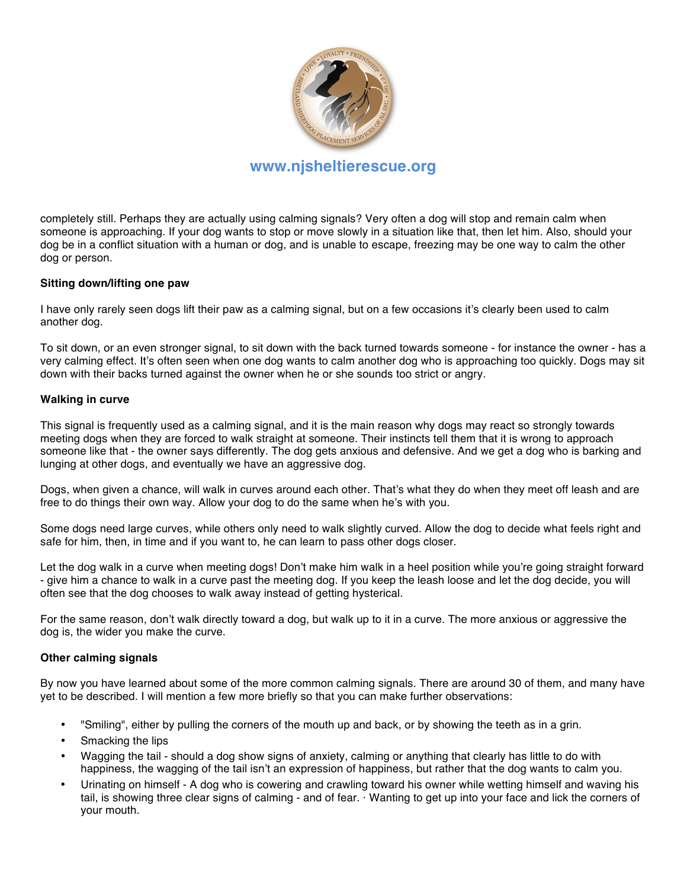completely still. Perhaps they are actually using calming signals? Very often a dog will stop and remain calm when someone is approaching. If your dog wants to stop or move slowly in a situation like that, then let him. Also, should your dog be in a conflict situation with a human or dog, and is unable to escape, freezing may be one way to calm the other dog or person.

**Sitting down/lifting one paw**

I have only rarely seen dogs lift their paw as a calming signal, but on a few occasions it's clearly been used to calm another dog.

To sit down, or an even stronger signal, to sit down with the back turned towards someone - for instance the owner - has a very calming effect. It's often seen when one dog wants to calm another dog who is approaching too quickly. Dogs may sit down with their backs turned against the owner when he or she sounds too strict or angry.

**Walking in curve**

This signal is frequently used as a calming signal, and it is the main reason why dogs may react so strongly towards meeting dogs when they are forced to walk straight at someone. Their instincts tell them that it is wrong to approach someone like that - the owner says differently. The dog gets anxious and defensive. And we get a dog who is barking and lunging at other dogs, and eventually we have an aggressive dog.

Dogs, when given a chance, will walk in curves around each other. That's what they do when they meet off leash and are free to do things their own way. Allow your dog to do the same when he's with you.

Some dogs need large curves, while others only need to walk slightly curved. Allow the dog to decide what feels right and safe for him, then, in time and if you want to, he can learn to pass other dogs closer.

Let the dog walk in a curve when meeting dogs! Don't make him walk in a heel position while you're going straight forward - give him a chance to walk in a curve past the meeting dog. If you keep the leash loose and let the dog decide, you will often see that the dog chooses to walk away instead of getting hysterical.

For the same reason, don't walk directly toward a dog, but walk up to it in a curve. The more anxious or aggressive the dog is, the wider you make the curve.

**Other calming signals**

By now you have learned about some of the more common calming signals. There are around 30 of them, and many have yet to be described. I will mention a few more briefly so that you can make further observations:

- "Smiling", either by pulling the corners of the mouth up and back, or by showing the teeth as in a grin.
- Smacking the lips
- Wagging the tail - should a dog show signs of anxiety, calming or anything that clearly has little to do with happiness, the wagging of the tail isn't an expression of happiness, but rather that the dog wants to calm you.
- Urinating on himself - A dog who is cowering and crawling toward his owner while wetting himself and waving his tail, is showing three clear signs of calming - and of fear. · Wanting to get up into your face and lick the corners of your mouth.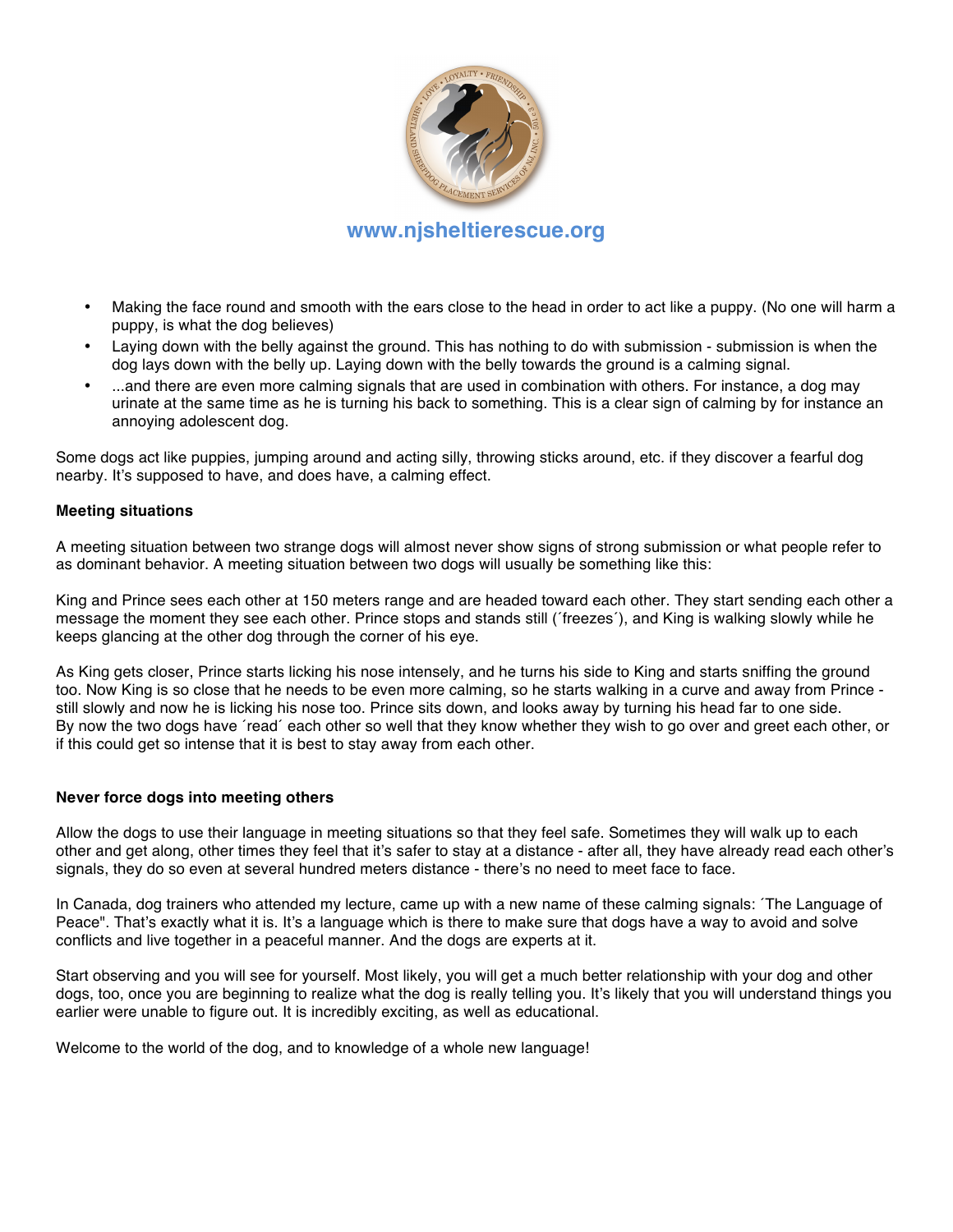www.njsheltierescue.org

- Making the face round and smooth with the ears close to the head in order to act like a puppy. (No one will harm a puppy, is what the dog believes)
- Laying down with the belly against the ground. This has nothing to do with submission - submission is when the dog lays down with the belly up. Laying down with the belly towards the ground is a calming signal.
- ...and there are even more calming signals that are used in combination with others. For instance, a dog may urinate at the same time as he is turning his back to something. This is a clear sign of calming by for instance an annoying adolescent dog.

Some dogs act like puppies, jumping around and acting silly, throwing sticks around, etc. if they discover a fearful dog nearby. It's supposed to have, and does have, a calming effect.

**Meeting situations**

A meeting situation between two strange dogs will almost never show signs of strong submission or what people refer to as dominant behavior. A meeting situation between two dogs will usually be something like this:

King and Prince sees each other at 150 meters range and are headed toward each other. They start sending each other a message the moment they see each other. Prince stops and stands still (´freezes´), and King is walking slowly while he keeps glancing at the other dog through the corner of his eye.

As King gets closer, Prince starts licking his nose intensely, and he turns his side to King and starts sniffing the ground too. Now King is so close that he needs to be even more calming, so he starts walking in a curve and away from Prince - still slowly and now he is licking his nose too. Prince sits down, and looks away by turning his head far to one side. By now the two dogs have ´read´ each other so well that they know whether they wish to go over and greet each other, or if this could get so intense that it is best to stay away from each other.

**Never force dogs into meeting others**

Allow the dogs to use their language in meeting situations so that they feel safe. Sometimes they will walk up to each other and get along, other times they feel that it's safer to stay at a distance - after all, they have already read each other's signals, they do so even at several hundred meters distance - there's no need to meet face to face.

In Canada, dog trainers who attended my lecture, came up with a new name of these calming signals: ´The Language of Peace". That's exactly what it is. It's a language which is there to make sure that dogs have a way to avoid and solve conflicts and live together in a peaceful manner. And the dogs are experts at it.

Start observing and you will see for yourself. Most likely, you will get a much better relationship with your dog and other dogs, too, once you are beginning to realize what the dog is really telling you. It's likely that you will understand things you earlier were unable to figure out. It is incredibly exciting, as well as educational.

Welcome to the world of the dog, and to knowledge of a whole new language!